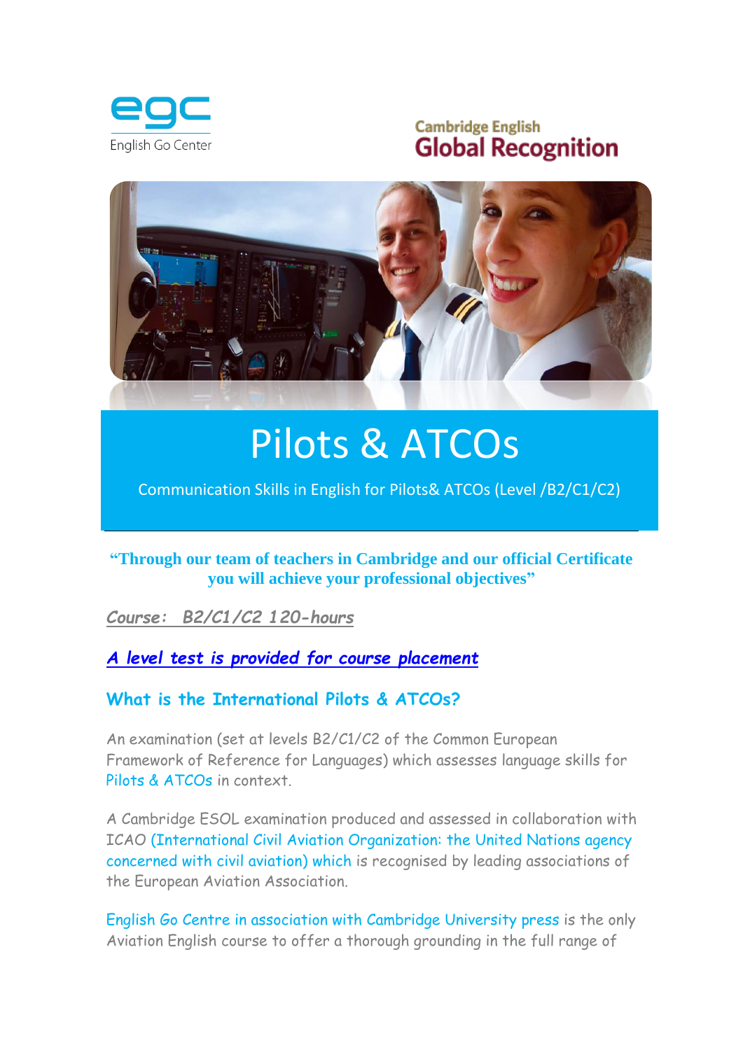egc
English Go Center

Cambridge English
Global Recognition

# Pilots & ATCOs

Communication Skills in English for Pilots& ATCOs (Level /B2/C1/C2)

**“Through our team of teachers in Cambridge and our official Certificate you will achieve your professional objectives”**

*Course: B2/C1/C2 120-hours*

***A level test is provided for course placement***

## What is the International Pilots & ATCOs?

An examination (set at levels B2/C1/C2 of the Common European Framework of Reference for Languages) which assesses language skills for Pilots & ATCOs in context.

A Cambridge ESOL examination produced and assessed in collaboration with ICAO (International Civil Aviation Organization: the United Nations agency concerned with civil aviation) which is recognised by leading associations of the European Aviation Association.

English Go Centre in association with Cambridge University press is the only Aviation English course to offer a thorough grounding in the full range of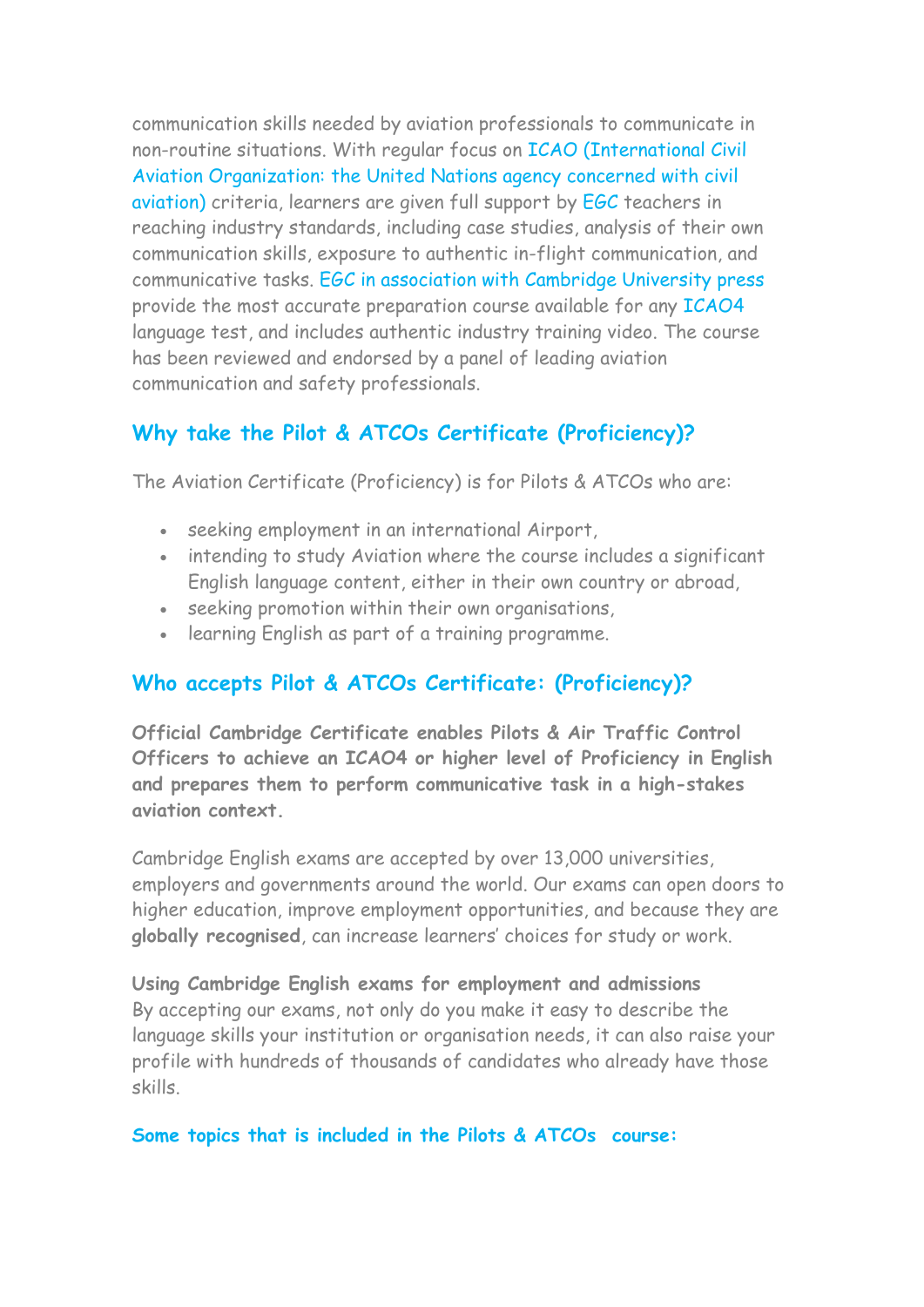communication skills needed by aviation professionals to communicate in non-routine situations. With regular focus on ICAO (International Civil Aviation Organization: the United Nations agency concerned with civil aviation) criteria, learners are given full support by EGC teachers in reaching industry standards, including case studies, analysis of their own communication skills, exposure to authentic in-flight communication, and communicative tasks. EGC in association with Cambridge University press provide the most accurate preparation course available for any ICAO4 language test, and includes authentic industry training video. The course has been reviewed and endorsed by a panel of leading aviation communication and safety professionals.

## Why take the Pilot & ATCOs Certificate (Proficiency)?

The Aviation Certificate (Proficiency) is for Pilots & ATCOs who are:

- seeking employment in an international Airport,
- intending to study Aviation where the course includes a significant English language content, either in their own country or abroad,
- seeking promotion within their own organisations,
- learning English as part of a training programme.

## Who accepts Pilot & ATCOs Certificate: (Proficiency)?

**Official Cambridge Certificate enables Pilots & Air Traffic Control Officers to achieve an ICAO4 or higher level of Proficiency in English and prepares them to perform communicative task in a high-stakes aviation context.**

Cambridge English exams are accepted by over 13,000 universities, employers and governments around the world. Our exams can open doors to higher education, improve employment opportunities, and because they are **globally recognised**, can increase learners' choices for study or work.

**Using Cambridge English exams for employment and admissions**
By accepting our exams, not only do you make it easy to describe the language skills your institution or organisation needs, it can also raise your profile with hundreds of thousands of candidates who already have those skills.

**Some topics that is included in the Pilots & ATCOs course:**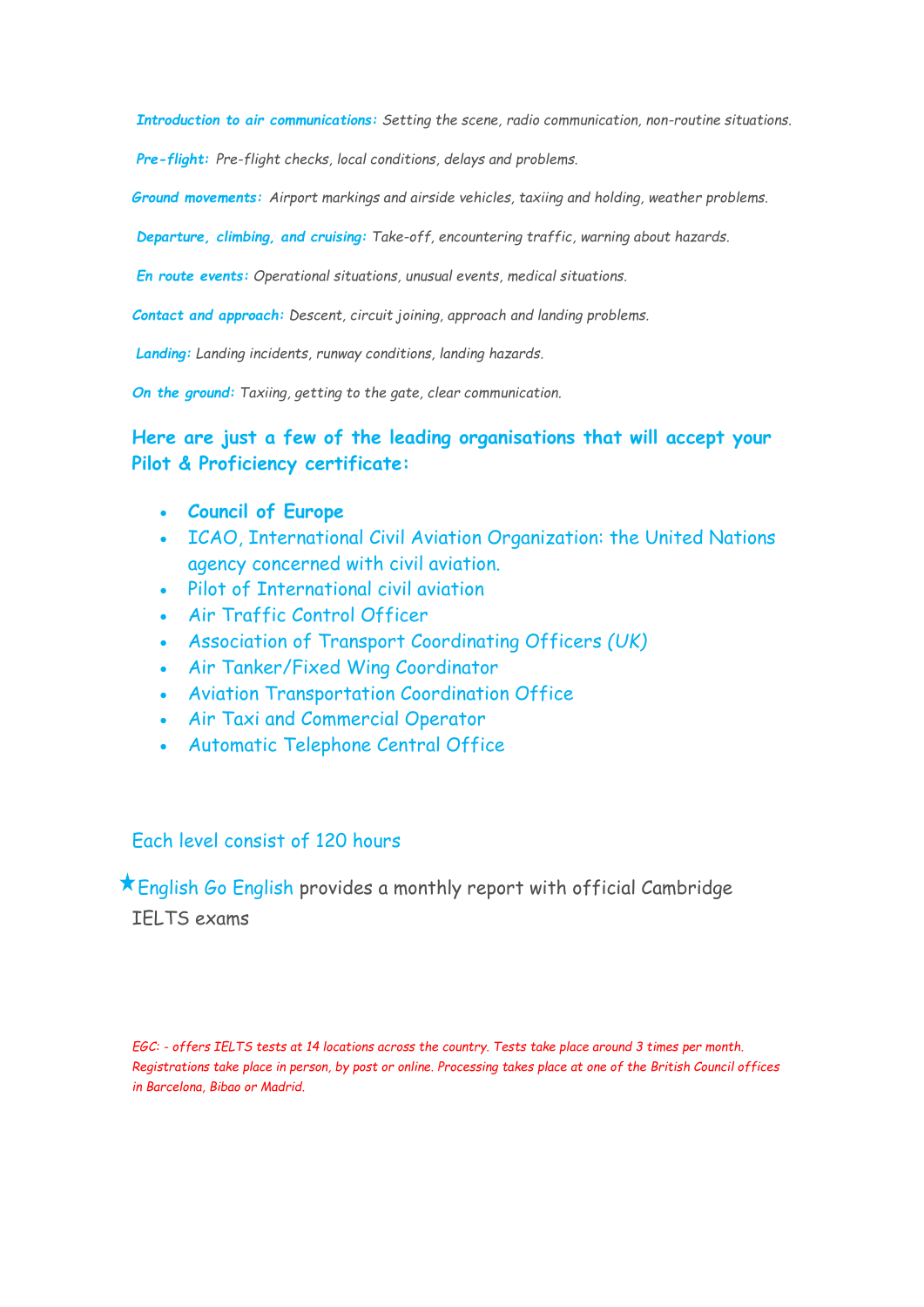***Introduction to air communications:*** *Setting the scene, radio communication, non-routine situations.*

***Pre-flight:*** *Pre-flight checks, local conditions, delays and problems.*

***Ground movements:*** *Airport markings and airside vehicles, taxiing and holding, weather problems.*

***Departure, climbing, and cruising:*** *Take-off, encountering traffic, warning about hazards.*

***En route events:*** *Operational situations, unusual events, medical situations.*

***Contact and approach:*** *Descent, circuit joining, approach and landing problems.*

***Landing:*** *Landing incidents, runway conditions, landing hazards.*

***On the ground:*** *Taxiing, getting to the gate, clear communication.*

**Here are just a few of the leading organisations that will accept your Pilot & Proficiency certificate:**

- **Council of Europe**
- ICAO, International Civil Aviation Organization: the United Nations agency concerned with civil aviation.
- Pilot of International civil aviation
- Air Traffic Control Officer
- Association of Transport Coordinating Officers (UK)
- Air Tanker/Fixed Wing Coordinator
- Aviation Transportation Coordination Office
- Air Taxi and Commercial Operator
- Automatic Telephone Central Office

Each level consist of 120 hours

★English Go English provides a monthly report with official Cambridge IELTS exams

*EGC: - offers IELTS tests at 14 locations across the country. Tests take place around 3 times per month. Registrations take place in person, by post or online. Processing takes place at one of the British Council offices in Barcelona, Bibao or Madrid.*